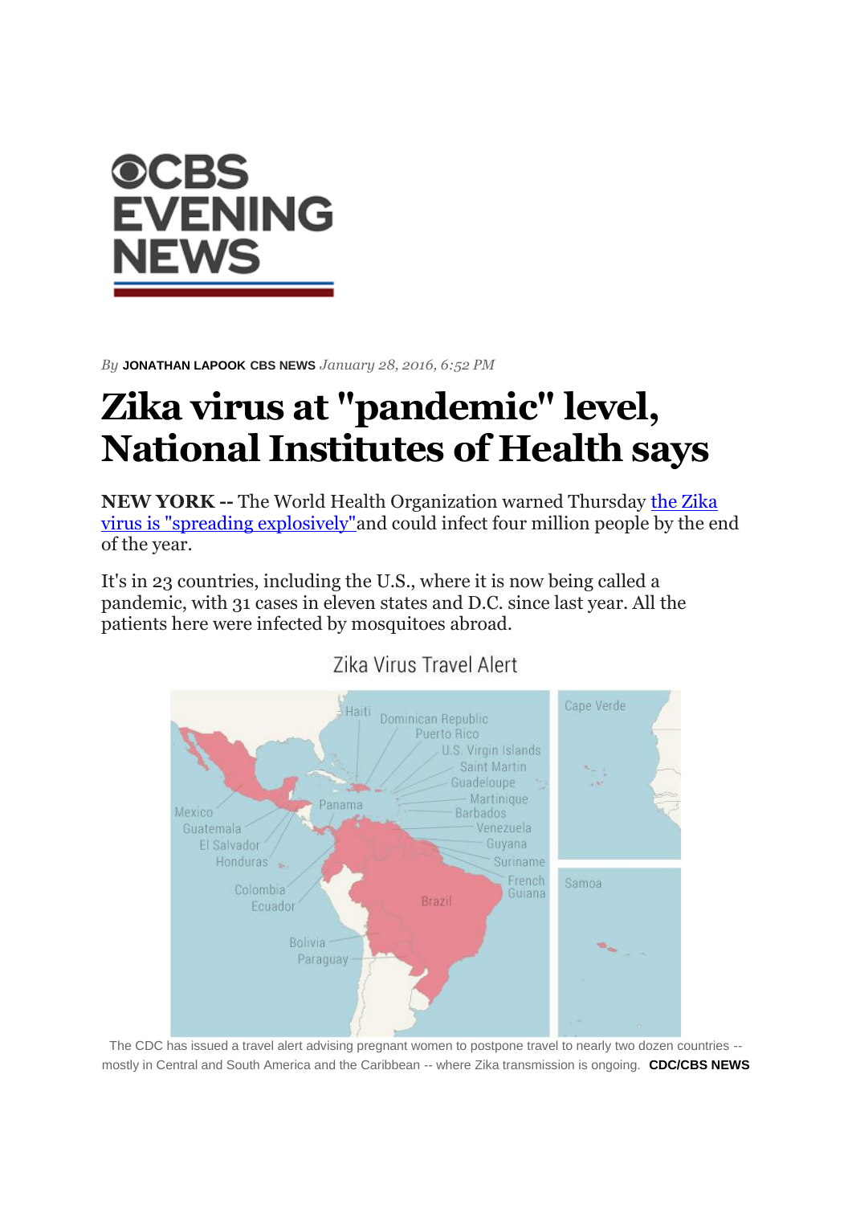By **JONATHAN LAPOOK CBS NEWS** *January 28, 2016, 6:52 PM*

# Zika virus at "pandemic" level, National Institutes of Health says

**NEW YORK --** The World Health Organization warned Thursday the Zika virus is "spreading explosively" and could infect four million people by the end of the year.

It's in 23 countries, including the U.S., where it is now being called a pandemic, with 31 cases in eleven states and D.C. since last year. All the patients here were infected by mosquitoes abroad.

The CDC has issued a travel alert advising pregnant women to postpone travel to nearly two dozen countries -- mostly in Central and South America and the Caribbean -- where Zika transmission is ongoing. **CDC/CBS NEWS**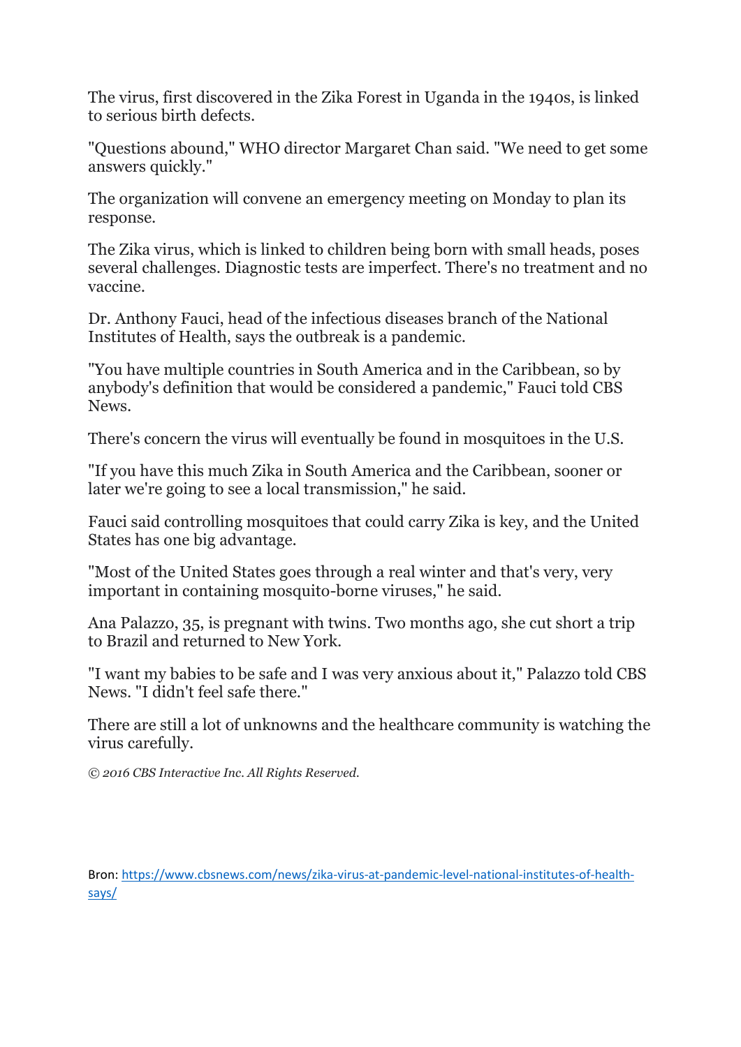The virus, first discovered in the Zika Forest in Uganda in the 1940s, is linked to serious birth defects.

"Questions abound," WHO director Margaret Chan said. "We need to get some answers quickly."

The organization will convene an emergency meeting on Monday to plan its response.

The Zika virus, which is linked to children being born with small heads, poses several challenges. Diagnostic tests are imperfect. There's no treatment and no vaccine.

Dr. Anthony Fauci, head of the infectious diseases branch of the National Institutes of Health, says the outbreak is a pandemic.

"You have multiple countries in South America and in the Caribbean, so by anybody's definition that would be considered a pandemic," Fauci told CBS News.

There's concern the virus will eventually be found in mosquitoes in the U.S.

"If you have this much Zika in South America and the Caribbean, sooner or later we're going to see a local transmission," he said.

Fauci said controlling mosquitoes that could carry Zika is key, and the United States has one big advantage.

"Most of the United States goes through a real winter and that's very, very important in containing mosquito-borne viruses," he said.

Ana Palazzo, 35, is pregnant with twins. Two months ago, she cut short a trip to Brazil and returned to New York.

"I want my babies to be safe and I was very anxious about it," Palazzo told CBS News. "I didn't feel safe there."

There are still a lot of unknowns and the healthcare community is watching the virus carefully.

*© 2016 CBS Interactive Inc. All Rights Reserved.*

Bron: [https://www.cbsnews.com/news/zika-virus-at-pandemic-level-national-institutes-of-health-says/](https://www.cbsnews.com/news/zika-virus-at-pandemic-level-national-institutes-of-health-says/)